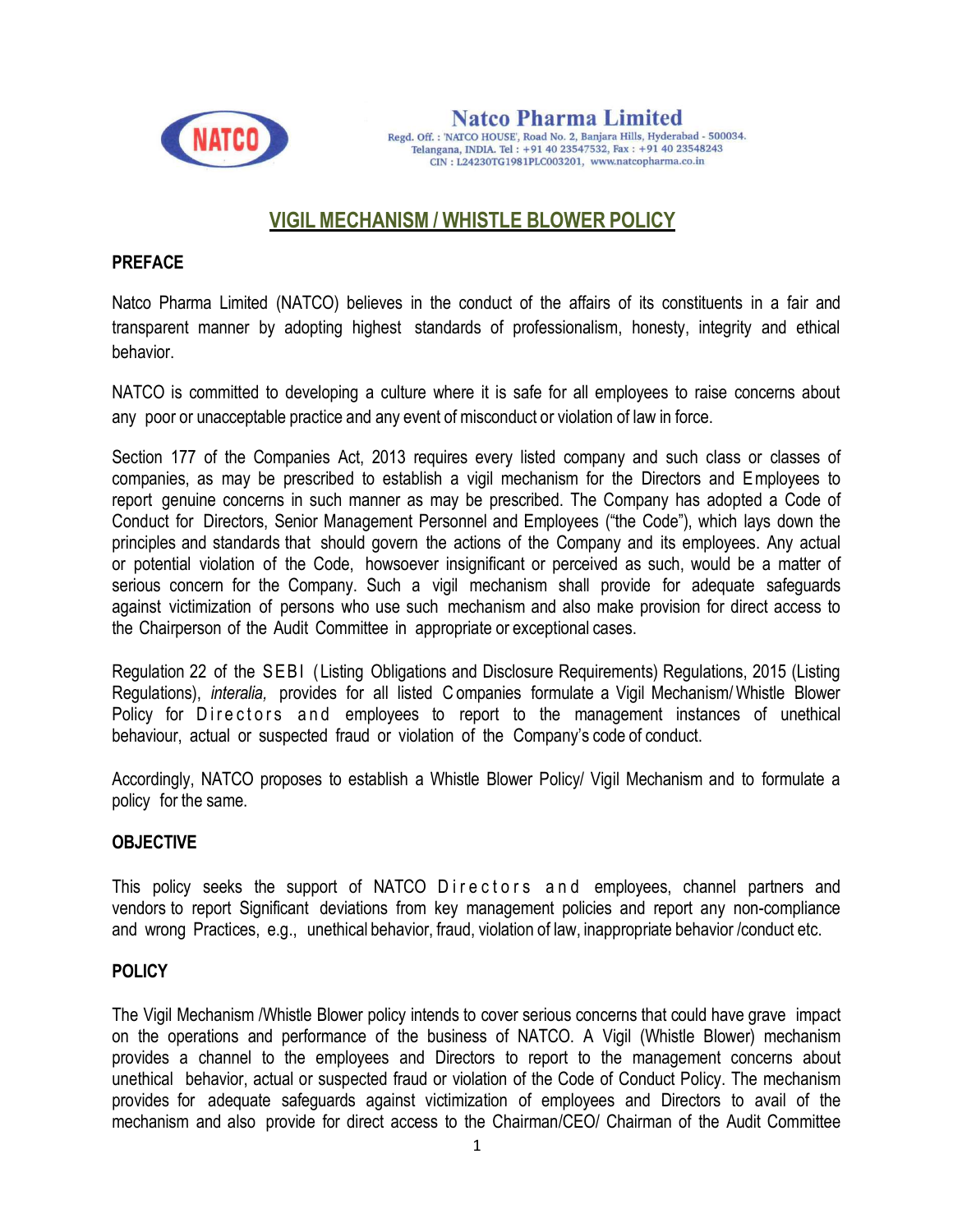Natco Pharma Limited

Regd. Off. : 'NATCO HOUSE', Road No. 2, Banjara Hills, Hyderabad - 500034. Telangana, INDIA. Tel : +91 40 23547532, Fax : +91 40 23548243 CIN : L24230TG1981PLC003201, www.natcopharma.co.in

# VIGIL MECHANISM / WHISTLE BLOWER POLICY

## PREFACE

Natco Pharma Limited (NATCO) believes in the conduct of the affairs of its constituents in a fair and transparent manner by adopting highest standards of professionalism, honesty, integrity and ethical behavior.

NATCO is committed to developing a culture where it is safe for all employees to raise concerns about any poor or unacceptable practice and any event of misconduct or violation of law in force.

Section 177 of the Companies Act, 2013 requires every listed company and such class or classes of companies, as may be prescribed to establish a vigil mechanism for the Directors and Employees to report genuine concerns in such manner as may be prescribed. The Company has adopted a Code of Conduct for Directors, Senior Management Personnel and Employees ("the Code"), which lays down the principles and standards that should govern the actions of the Company and its employees. Any actual or potential violation of the Code, howsoever insignificant or perceived as such, would be a matter of serious concern for the Company. Such a vigil mechanism shall provide for adequate safeguards against victimization of persons who use such mechanism and also make provision for direct access to the Chairperson of the Audit Committee in appropriate or exceptional cases.

Regulation 22 of the SEBI (Listing Obligations and Disclosure Requirements) Regulations, 2015 (Listing Regulations), *interalia,* provides for all listed Companies formulate a Vigil Mechanism/ Whistle Blower Policy for Directors and employees to report to the management instances of unethical behaviour, actual or suspected fraud or violation of the Company's code of conduct.

Accordingly, NATCO proposes to establish a Whistle Blower Policy/ Vigil Mechanism and to formulate a policy for the same.

## OBJECTIVE

This policy seeks the support of NATCO Directors and employees, channel partners and vendors to report Significant deviations from key management policies and report any non-compliance and wrong Practices, e.g., unethical behavior, fraud, violation of law, inappropriate behavior /conduct etc.

## POLICY

The Vigil Mechanism /Whistle Blower policy intends to cover serious concerns that could have grave impact on the operations and performance of the business of NATCO. A Vigil (Whistle Blower) mechanism provides a channel to the employees and Directors to report to the management concerns about unethical behavior, actual or suspected fraud or violation of the Code of Conduct Policy. The mechanism provides for adequate safeguards against victimization of employees and Directors to avail of the mechanism and also provide for direct access to the Chairman/CEO/ Chairman of the Audit Committee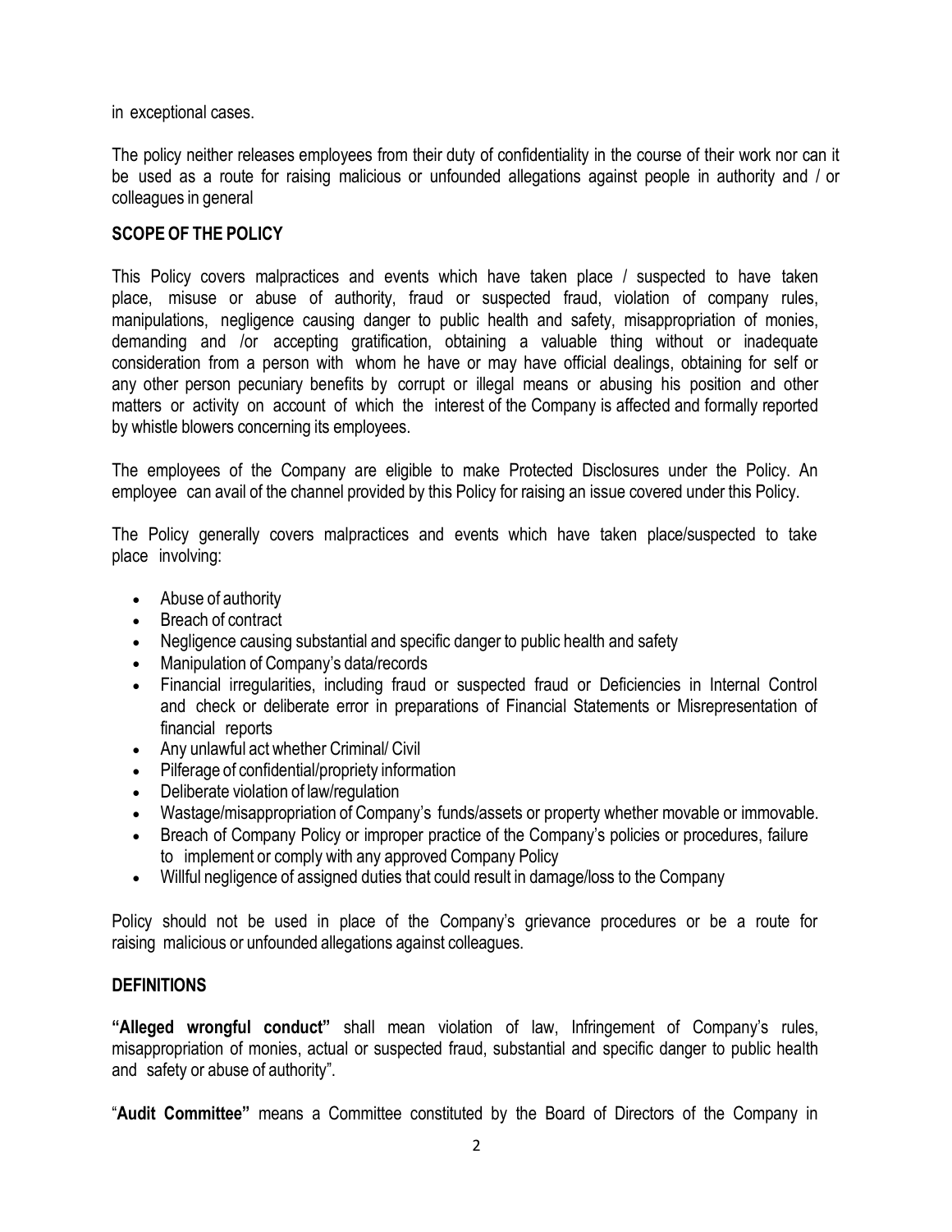in exceptional cases.

The policy neither releases employees from their duty of confidentiality in the course of their work nor can it be used as a route for raising malicious or unfounded allegations against people in authority and / or colleagues in general

## SCOPE OF THE POLICY

This Policy covers malpractices and events which have taken place / suspected to have taken place, misuse or abuse of authority, fraud or suspected fraud, violation of company rules, manipulations, negligence causing danger to public health and safety, misappropriation of monies, demanding and /or accepting gratification, obtaining a valuable thing without or inadequate consideration from a person with whom he have or may have official dealings, obtaining for self or any other person pecuniary benefits by corrupt or illegal means or abusing his position and other matters or activity on account of which the interest of the Company is affected and formally reported by whistle blowers concerning its employees.

The employees of the Company are eligible to make Protected Disclosures under the Policy. An employee can avail of the channel provided by this Policy for raising an issue covered under this Policy.

The Policy generally covers malpractices and events which have taken place/suspected to take place involving:

- Abuse of authority
- Breach of contract
- Negligence causing substantial and specific danger to public health and safety
- Manipulation of Company's data/records
- Financial irregularities, including fraud or suspected fraud or Deficiencies in Internal Control and check or deliberate error in preparations of Financial Statements or Misrepresentation of financial reports
- Any unlawful act whether Criminal/ Civil
- Pilferage of confidential/propriety information
- Deliberate violation of law/regulation
- Wastage/misappropriation of Company's funds/assets or property whether movable or immovable.
- Breach of Company Policy or improper practice of the Company's policies or procedures, failure to implement or comply with any approved Company Policy
- Willful negligence of assigned duties that could result in damage/loss to the Company

Policy should not be used in place of the Company's grievance procedures or be a route for raising malicious or unfounded allegations against colleagues.

## DEFINITIONS

**"Alleged wrongful conduct"** shall mean violation of law, Infringement of Company's rules, misappropriation of monies, actual or suspected fraud, substantial and specific danger to public health and safety or abuse of authority".

"**Audit Committee"** means a Committee constituted by the Board of Directors of the Company in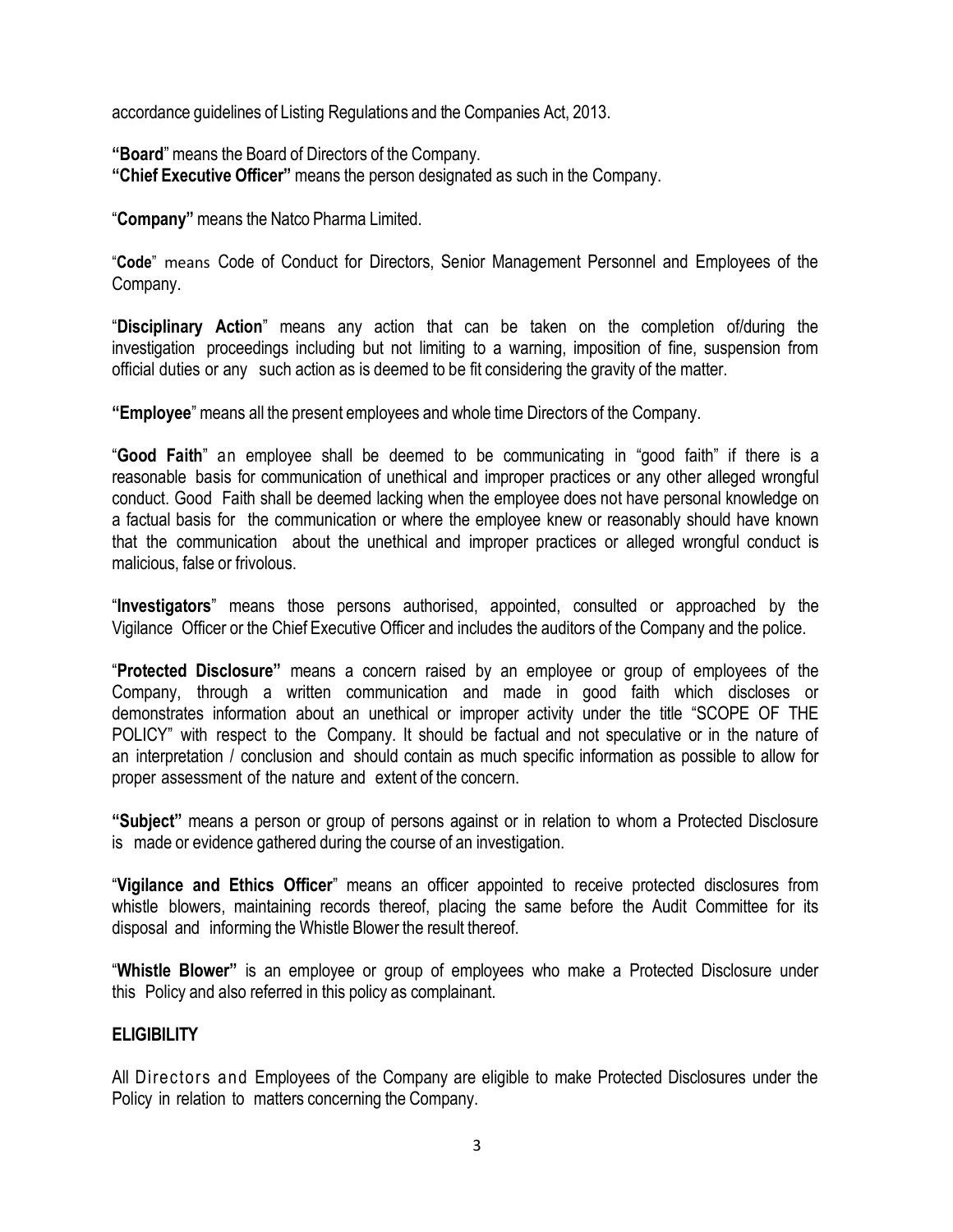accordance guidelines of Listing Regulations and the Companies Act, 2013.

**"Board"** means the Board of Directors of the Company.
**"Chief Executive Officer"** means the person designated as such in the Company.

"**Company"** means the Natco Pharma Limited.

"**Code**" means Code of Conduct for Directors, Senior Management Personnel and Employees of the Company.

"**Disciplinary Action**" means any action that can be taken on the completion of/during the investigation proceedings including but not limiting to a warning, imposition of fine, suspension from official duties or any such action as is deemed to be fit considering the gravity of the matter.

**"Employee"** means all the present employees and whole time Directors of the Company.

"**Good Faith**" an employee shall be deemed to be communicating in "good faith" if there is a reasonable basis for communication of unethical and improper practices or any other alleged wrongful conduct. Good Faith shall be deemed lacking when the employee does not have personal knowledge on a factual basis for the communication or where the employee knew or reasonably should have known that the communication about the unethical and improper practices or alleged wrongful conduct is malicious, false or frivolous.

"**Investigators**" means those persons authorised, appointed, consulted or approached by the Vigilance Officer or the Chief Executive Officer and includes the auditors of the Company and the police.

"**Protected Disclosure"** means a concern raised by an employee or group of employees of the Company, through a written communication and made in good faith which discloses or demonstrates information about an unethical or improper activity under the title "SCOPE OF THE POLICY" with respect to the Company. It should be factual and not speculative or in the nature of an interpretation / conclusion and should contain as much specific information as possible to allow for proper assessment of the nature and extent of the concern.

**"Subject"** means a person or group of persons against or in relation to whom a Protected Disclosure is made or evidence gathered during the course of an investigation.

"**Vigilance and Ethics Officer**" means an officer appointed to receive protected disclosures from whistle blowers, maintaining records thereof, placing the same before the Audit Committee for its disposal and informing the Whistle Blower the result thereof.

"**Whistle Blower"** is an employee or group of employees who make a Protected Disclosure under this Policy and also referred in this policy as complainant.

## ELIGIBILITY

All Directors and Employees of the Company are eligible to make Protected Disclosures under the Policy in relation to matters concerning the Company.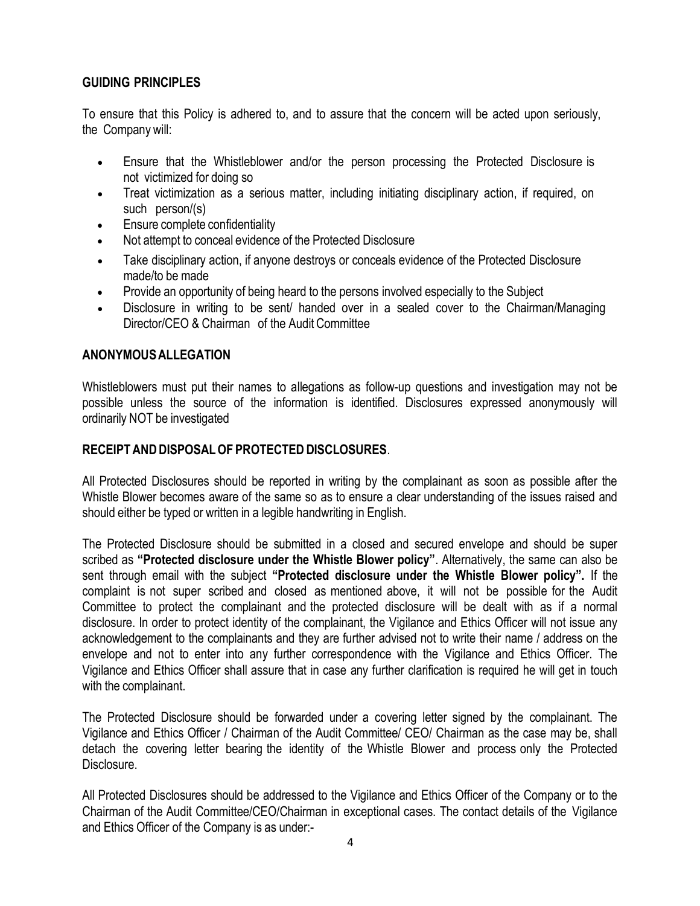## GUIDING PRINCIPLES

To ensure that this Policy is adhered to, and to assure that the concern will be acted upon seriously, the Company will:

- Ensure that the Whistleblower and/or the person processing the Protected Disclosure is not victimized for doing so
- Treat victimization as a serious matter, including initiating disciplinary action, if required, on such person/(s)
- Ensure complete confidentiality
- Not attempt to conceal evidence of the Protected Disclosure
- Take disciplinary action, if anyone destroys or conceals evidence of the Protected Disclosure made/to be made
- Provide an opportunity of being heard to the persons involved especially to the Subject
- Disclosure in writing to be sent/ handed over in a sealed cover to the Chairman/Managing Director/CEO & Chairman of the Audit Committee

## ANONYMOUS ALLEGATION

Whistleblowers must put their names to allegations as follow-up questions and investigation may not be possible unless the source of the information is identified. Disclosures expressed anonymously will ordinarily NOT be investigated

## RECEIPT AND DISPOSAL OF PROTECTED DISCLOSURES.

All Protected Disclosures should be reported in writing by the complainant as soon as possible after the Whistle Blower becomes aware of the same so as to ensure a clear understanding of the issues raised and should either be typed or written in a legible handwriting in English.

The Protected Disclosure should be submitted in a closed and secured envelope and should be super scribed as **"Protected disclosure under the Whistle Blower policy"**. Alternatively, the same can also be sent through email with the subject **"Protected disclosure under the Whistle Blower policy".** If the complaint is not super scribed and closed as mentioned above, it will not be possible for the Audit Committee to protect the complainant and the protected disclosure will be dealt with as if a normal disclosure. In order to protect identity of the complainant, the Vigilance and Ethics Officer will not issue any acknowledgement to the complainants and they are further advised not to write their name / address on the envelope and not to enter into any further correspondence with the Vigilance and Ethics Officer. The Vigilance and Ethics Officer shall assure that in case any further clarification is required he will get in touch with the complainant.

The Protected Disclosure should be forwarded under a covering letter signed by the complainant. The Vigilance and Ethics Officer / Chairman of the Audit Committee/ CEO/ Chairman as the case may be, shall detach the covering letter bearing the identity of the Whistle Blower and process only the Protected Disclosure.

All Protected Disclosures should be addressed to the Vigilance and Ethics Officer of the Company or to the Chairman of the Audit Committee/CEO/Chairman in exceptional cases. The contact details of the Vigilance and Ethics Officer of the Company is as under:-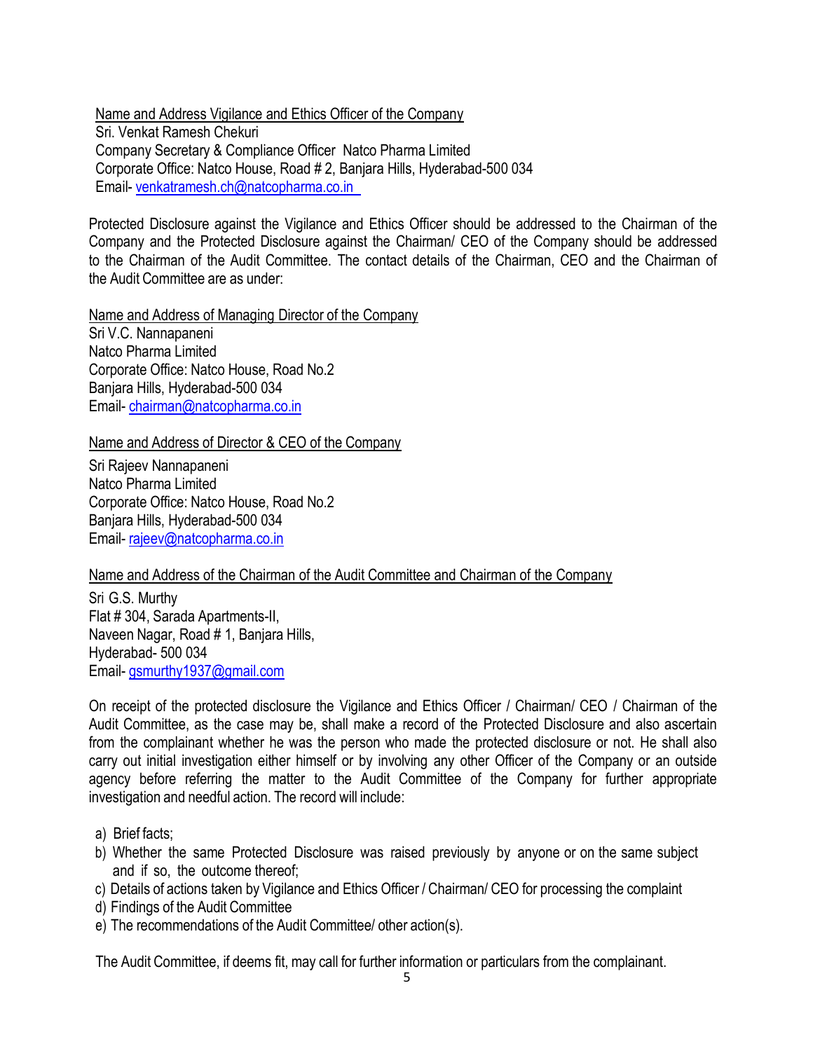Name and Address Vigilance and Ethics Officer of the Company
Sri. Venkat Ramesh Chekuri
Company Secretary & Compliance Officer Natco Pharma Limited
Corporate Office: Natco House, Road # 2, Banjara Hills, Hyderabad-500 034
Email- venkatramesh.ch@natcopharma.co.in

Protected Disclosure against the Vigilance and Ethics Officer should be addressed to the Chairman of the Company and the Protected Disclosure against the Chairman/ CEO of the Company should be addressed to the Chairman of the Audit Committee. The contact details of the Chairman, CEO and the Chairman of the Audit Committee are as under:

Name and Address of Managing Director of the Company
Sri V.C. Nannapaneni
Natco Pharma Limited
Corporate Office: Natco House, Road No.2
Banjara Hills, Hyderabad-500 034
Email- chairman@natcopharma.co.in

Name and Address of Director & CEO of the Company
Sri Rajeev Nannapaneni
Natco Pharma Limited
Corporate Office: Natco House, Road No.2
Banjara Hills, Hyderabad-500 034
Email- rajeev@natcopharma.co.in

Name and Address of the Chairman of the Audit Committee and Chairman of the Company
Sri G.S. Murthy
Flat # 304, Sarada Apartments-II,
Naveen Nagar, Road # 1, Banjara Hills,
Hyderabad- 500 034
Email- gsmurthy1937@gmail.com

On receipt of the protected disclosure the Vigilance and Ethics Officer / Chairman/ CEO / Chairman of the Audit Committee, as the case may be, shall make a record of the Protected Disclosure and also ascertain from the complainant whether he was the person who made the protected disclosure or not. He shall also carry out initial investigation either himself or by involving any other Officer of the Company or an outside agency before referring the matter to the Audit Committee of the Company for further appropriate investigation and needful action. The record will include:

a) Brief facts;
b) Whether the same Protected Disclosure was raised previously by anyone or on the same subject and if so, the outcome thereof;
c) Details of actions taken by Vigilance and Ethics Officer / Chairman/ CEO for processing the complaint
d) Findings of the Audit Committee
e) The recommendations of the Audit Committee/ other action(s).

The Audit Committee, if deems fit, may call for further information or particulars from the complainant.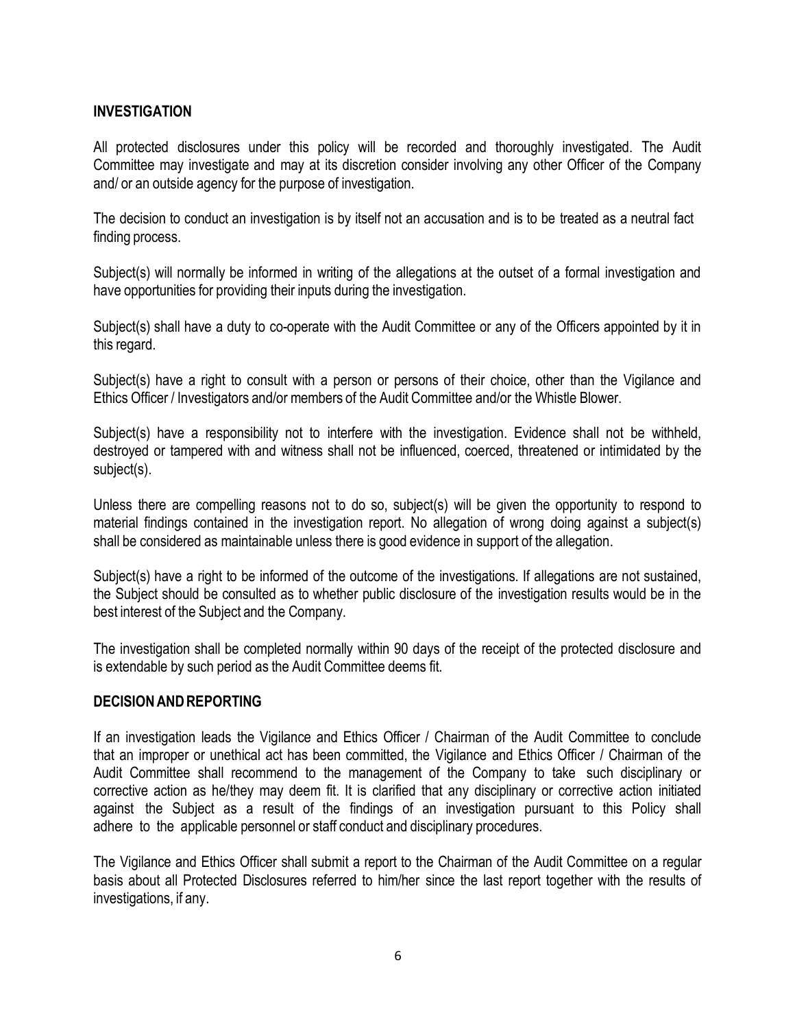## INVESTIGATION

All protected disclosures under this policy will be recorded and thoroughly investigated. The Audit Committee may investigate and may at its discretion consider involving any other Officer of the Company and/ or an outside agency for the purpose of investigation.

The decision to conduct an investigation is by itself not an accusation and is to be treated as a neutral fact finding process.

Subject(s) will normally be informed in writing of the allegations at the outset of a formal investigation and have opportunities for providing their inputs during the investigation.

Subject(s) shall have a duty to co-operate with the Audit Committee or any of the Officers appointed by it in this regard.

Subject(s) have a right to consult with a person or persons of their choice, other than the Vigilance and Ethics Officer / Investigators and/or members of the Audit Committee and/or the Whistle Blower.

Subject(s) have a responsibility not to interfere with the investigation. Evidence shall not be withheld, destroyed or tampered with and witness shall not be influenced, coerced, threatened or intimidated by the subject(s).

Unless there are compelling reasons not to do so, subject(s) will be given the opportunity to respond to material findings contained in the investigation report. No allegation of wrong doing against a subject(s) shall be considered as maintainable unless there is good evidence in support of the allegation.

Subject(s) have a right to be informed of the outcome of the investigations. If allegations are not sustained, the Subject should be consulted as to whether public disclosure of the investigation results would be in the best interest of the Subject and the Company.

The investigation shall be completed normally within 90 days of the receipt of the protected disclosure and is extendable by such period as the Audit Committee deems fit.

## DECISION AND REPORTING

If an investigation leads the Vigilance and Ethics Officer / Chairman of the Audit Committee to conclude that an improper or unethical act has been committed, the Vigilance and Ethics Officer / Chairman of the Audit Committee shall recommend to the management of the Company to take such disciplinary or corrective action as he/they may deem fit. It is clarified that any disciplinary or corrective action initiated against the Subject as a result of the findings of an investigation pursuant to this Policy shall adhere to the applicable personnel or staff conduct and disciplinary procedures.

The Vigilance and Ethics Officer shall submit a report to the Chairman of the Audit Committee on a regular basis about all Protected Disclosures referred to him/her since the last report together with the results of investigations, if any.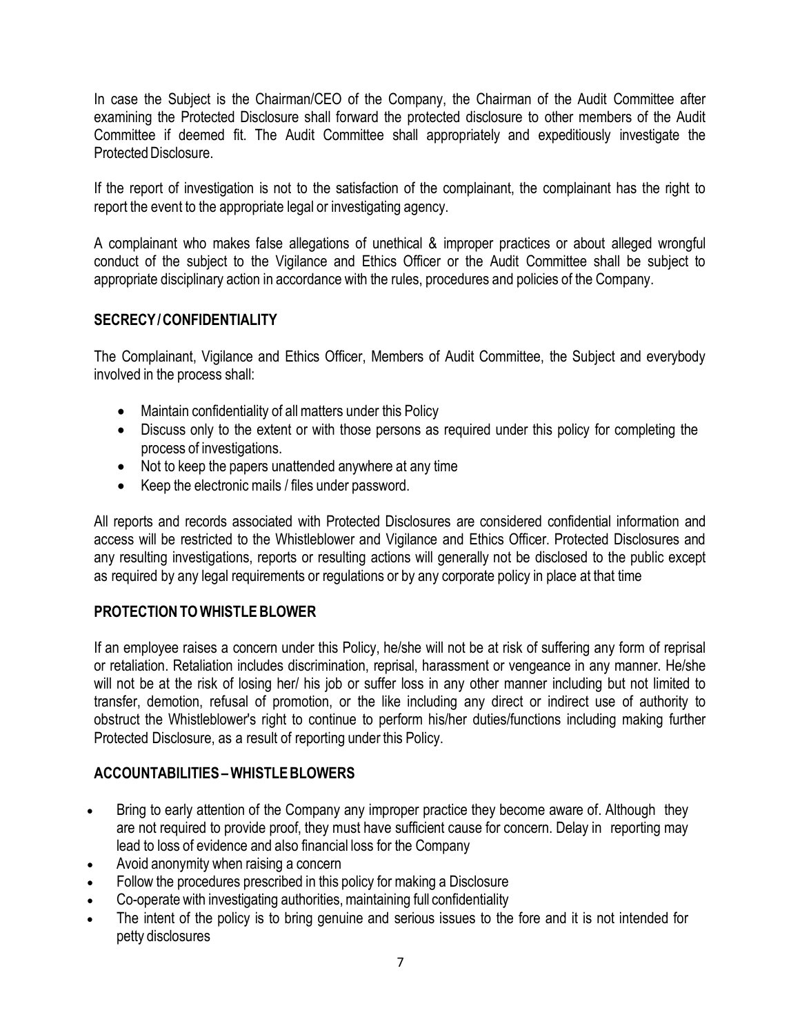In case the Subject is the Chairman/CEO of the Company, the Chairman of the Audit Committee after examining the Protected Disclosure shall forward the protected disclosure to other members of the Audit Committee if deemed fit. The Audit Committee shall appropriately and expeditiously investigate the Protected Disclosure.

If the report of investigation is not to the satisfaction of the complainant, the complainant has the right to report the event to the appropriate legal or investigating agency.

A complainant who makes false allegations of unethical & improper practices or about alleged wrongful conduct of the subject to the Vigilance and Ethics Officer or the Audit Committee shall be subject to appropriate disciplinary action in accordance with the rules, procedures and policies of the Company.

## SECRECY / CONFIDENTIALITY

The Complainant, Vigilance and Ethics Officer, Members of Audit Committee, the Subject and everybody involved in the process shall:

- Maintain confidentiality of all matters under this Policy
- Discuss only to the extent or with those persons as required under this policy for completing the process of investigations.
- Not to keep the papers unattended anywhere at any time
- Keep the electronic mails / files under password.

All reports and records associated with Protected Disclosures are considered confidential information and access will be restricted to the Whistleblower and Vigilance and Ethics Officer. Protected Disclosures and any resulting investigations, reports or resulting actions will generally not be disclosed to the public except as required by any legal requirements or regulations or by any corporate policy in place at that time

## PROTECTION TO WHISTLE BLOWER

If an employee raises a concern under this Policy, he/she will not be at risk of suffering any form of reprisal or retaliation. Retaliation includes discrimination, reprisal, harassment or vengeance in any manner. He/she will not be at the risk of losing her/ his job or suffer loss in any other manner including but not limited to transfer, demotion, refusal of promotion, or the like including any direct or indirect use of authority to obstruct the Whistleblower's right to continue to perform his/her duties/functions including making further Protected Disclosure, as a result of reporting under this Policy.

## ACCOUNTABILITIES – WHISTLE BLOWERS

- Bring to early attention of the Company any improper practice they become aware of. Although they are not required to provide proof, they must have sufficient cause for concern. Delay in reporting may lead to loss of evidence and also financial loss for the Company
- Avoid anonymity when raising a concern
- Follow the procedures prescribed in this policy for making a Disclosure
- Co-operate with investigating authorities, maintaining full confidentiality
- The intent of the policy is to bring genuine and serious issues to the fore and it is not intended for petty disclosures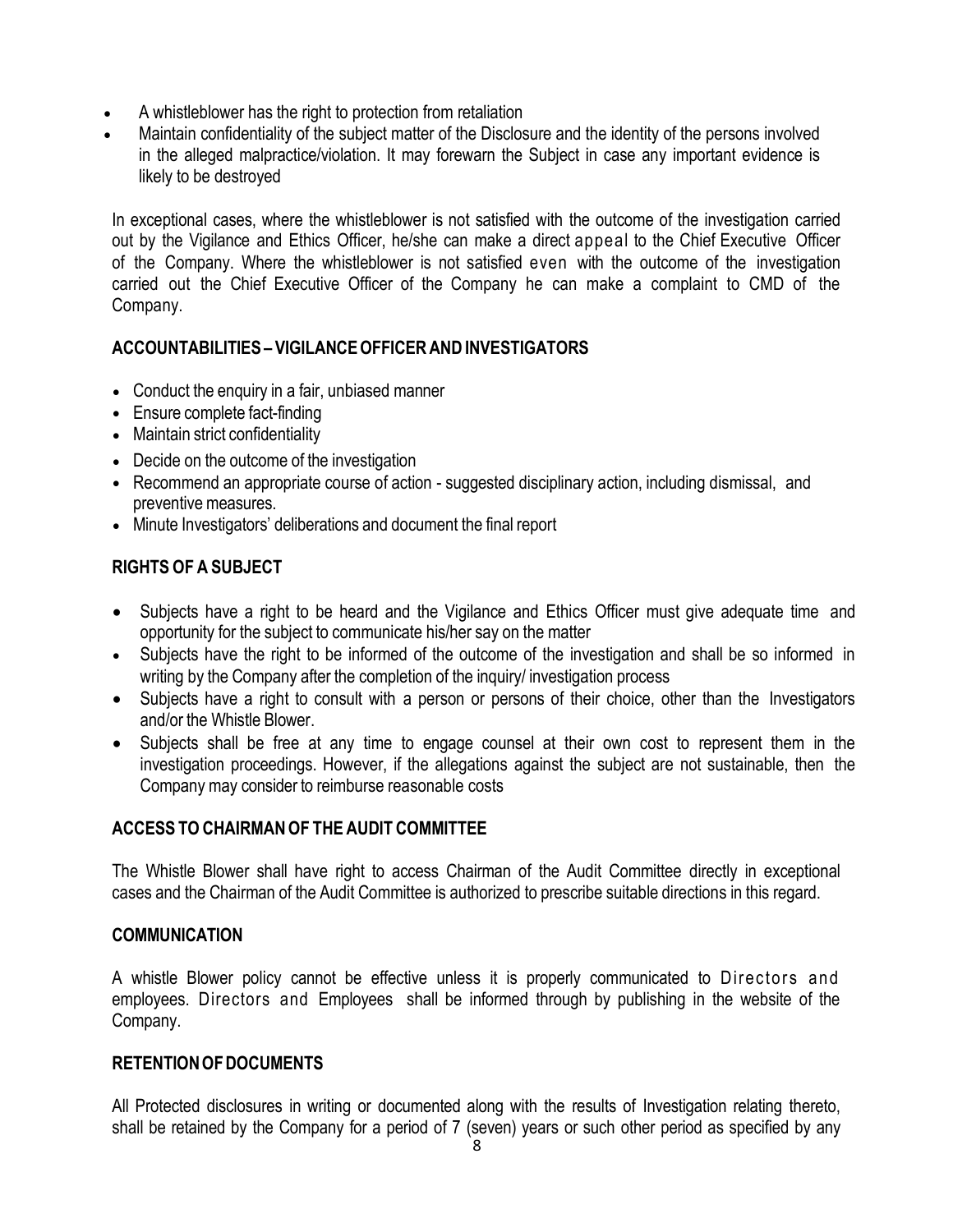- A whistleblower has the right to protection from retaliation
- Maintain confidentiality of the subject matter of the Disclosure and the identity of the persons involved in the alleged malpractice/violation. It may forewarn the Subject in case any important evidence is likely to be destroyed

In exceptional cases, where the whistleblower is not satisfied with the outcome of the investigation carried out by the Vigilance and Ethics Officer, he/she can make a direct appeal to the Chief Executive Officer of the Company. Where the whistleblower is not satisfied even with the outcome of the investigation carried out the Chief Executive Officer of the Company he can make a complaint to CMD of the Company.

## ACCOUNTABILITIES – VIGILANCE OFFICER AND INVESTIGATORS

- Conduct the enquiry in a fair, unbiased manner
- Ensure complete fact-finding
- Maintain strict confidentiality
- Decide on the outcome of the investigation
- Recommend an appropriate course of action - suggested disciplinary action, including dismissal, and preventive measures.
- Minute Investigators' deliberations and document the final report

## RIGHTS OF A SUBJECT

- Subjects have a right to be heard and the Vigilance and Ethics Officer must give adequate time and opportunity for the subject to communicate his/her say on the matter
- Subjects have the right to be informed of the outcome of the investigation and shall be so informed in writing by the Company after the completion of the inquiry/ investigation process
- Subjects have a right to consult with a person or persons of their choice, other than the Investigators and/or the Whistle Blower.
- Subjects shall be free at any time to engage counsel at their own cost to represent them in the investigation proceedings. However, if the allegations against the subject are not sustainable, then the Company may consider to reimburse reasonable costs

## ACCESS TO CHAIRMAN OF THE AUDIT COMMITTEE

The Whistle Blower shall have right to access Chairman of the Audit Committee directly in exceptional cases and the Chairman of the Audit Committee is authorized to prescribe suitable directions in this regard.

## COMMUNICATION

A whistle Blower policy cannot be effective unless it is properly communicated to Directors and employees. Directors and Employees shall be informed through by publishing in the website of the Company.

## RETENTION OF DOCUMENTS

All Protected disclosures in writing or documented along with the results of Investigation relating thereto, shall be retained by the Company for a period of 7 (seven) years or such other period as specified by any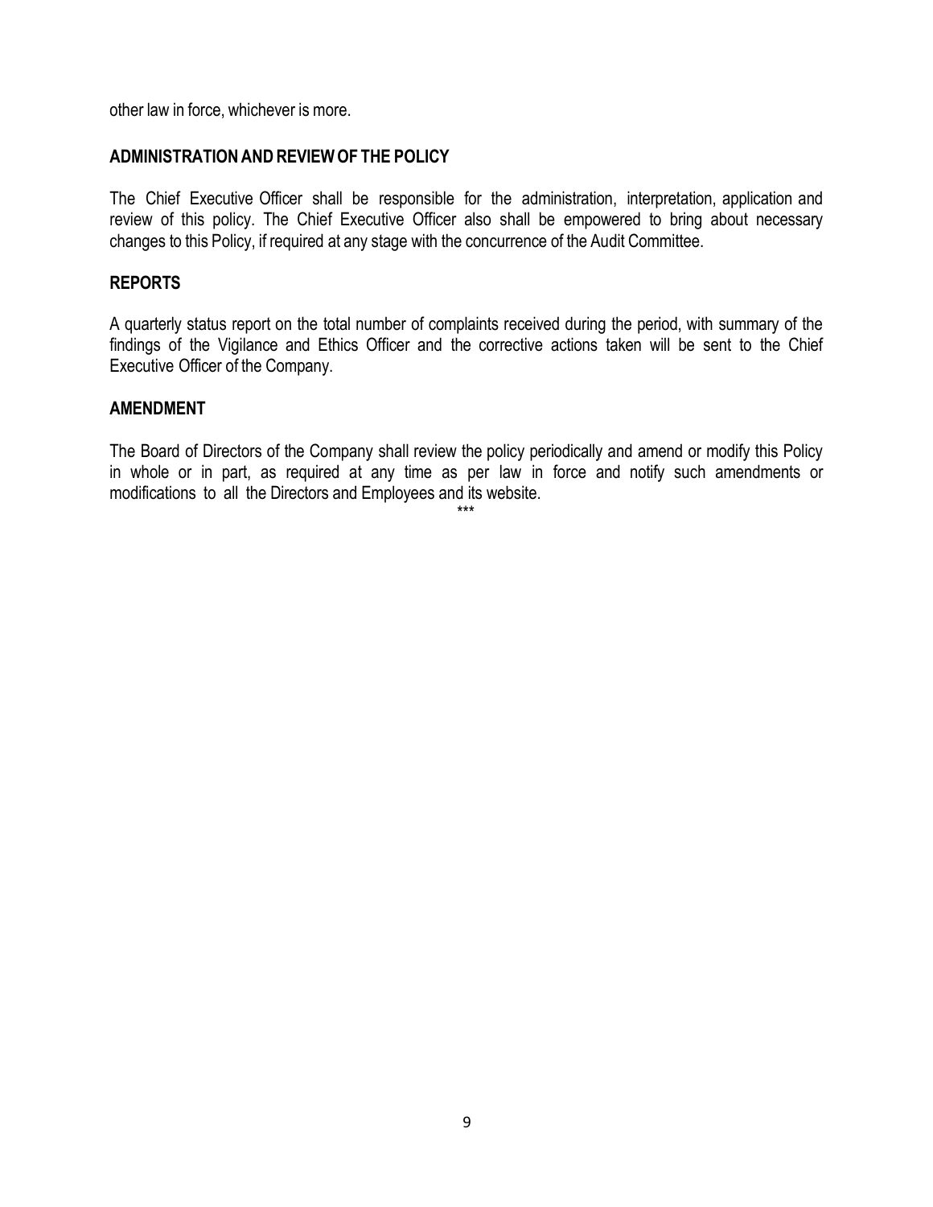other law in force, whichever is more.

**ADMINISTRATION AND REVIEW OF THE POLICY**

The Chief Executive Officer shall be responsible for the administration, interpretation, application and review of this policy. The Chief Executive Officer also shall be empowered to bring about necessary changes to this Policy, if required at any stage with the concurrence of the Audit Committee.

**REPORTS**

A quarterly status report on the total number of complaints received during the period, with summary of the findings of the Vigilance and Ethics Officer and the corrective actions taken will be sent to the Chief Executive Officer of the Company.

**AMENDMENT**

The Board of Directors of the Company shall review the policy periodically and amend or modify this Policy in whole or in part, as required at any time as per law in force and notify such amendments or modifications to all the Directors and Employees and its website.

***